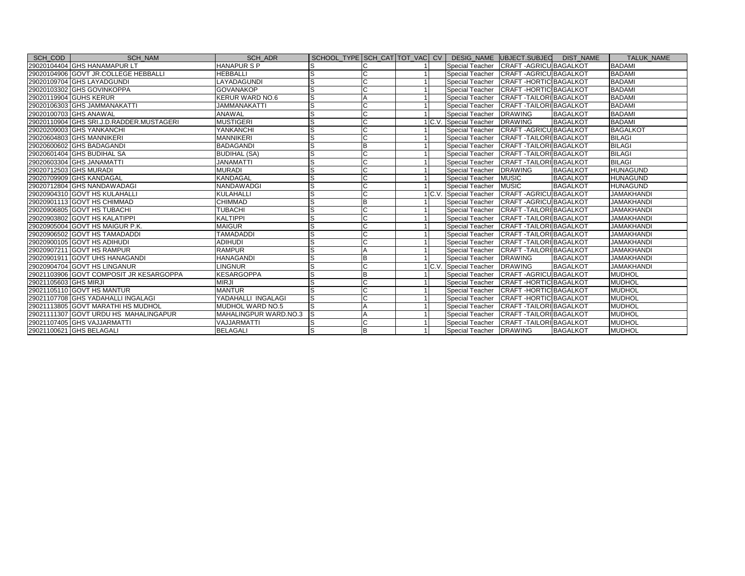| SCH_COD | SCH_NAM | SCH_ADR | SCHOOL_TYPE | SCH_CAT | TOT_VAC | CV | DESIG_NAME | UBJECT.SUBJEC | DIST_NAME | TALUK_NAME |
|---|---|---|---|---|---|---|---|---|---|---|
| 29020104404 | GHS HANAMAPUR LT | HANAPUR S P | S | C | 1 | | Special Teacher | CRAFT -AGRICU | BAGALKOT | BADAMI |
| 29020104906 | GOVT JR.COLLEGE HEBBALLI | HEBBALLI | S | C | 1 | | Special Teacher | CRAFT -AGRICU | BAGALKOT | BADAMI |
| 29020109704 | GHS LAYADGUNDI | LAYADAGUNDI | S | C | 1 | | Special Teacher | CRAFT -HORTIC | BAGALKOT | BADAMI |
| 29020103302 | GHS GOVINKOPPA | GOVANAKOP | S | C | 1 | | Special Teacher | CRAFT -HORTIC | BAGALKOT | BADAMI |
| 29020119904 | GUHS KERUR | KERUR WARD NO.6 | S | A | 1 | | Special Teacher | CRAFT -TAILORI | BAGALKOT | BADAMI |
| 29020106303 | GHS JAMMANAKATTI | JAMMANAKATTI | S | C | 1 | | Special Teacher | CRAFT -TAILORI | BAGALKOT | BADAMI |
| 29020100703 | GHS ANAWAL | ANAWAL | S | C | 1 | | Special Teacher | DRAWING | BAGALKOT | BADAMI |
| 29020110904 | GHS SRI.J.D.RADDER.MUSTAGERI | MUSTIGERI | S | C | 1 | C.V. | Special Teacher | DRAWING | BAGALKOT | BADAMI |
| 29020209003 | GHS YANKANCHI | YANKANCHI | S | C | 1 | | Special Teacher | CRAFT -AGRICU | BAGALKOT | BAGALKOT |
| 29020604803 | GHS MANNIKERI | MANNIKERI | S | C | 1 | | Special Teacher | CRAFT -TAILORI | BAGALKOT | BILAGI |
| 29020600602 | GHS BADAGANDI | BADAGANDI | S | B | 1 | | Special Teacher | CRAFT -TAILORI | BAGALKOT | BILAGI |
| 29020601404 | GHS BUDIHAL SA | BUDIHAL (SA) | S | C | 1 | | Special Teacher | CRAFT -TAILORI | BAGALKOT | BILAGI |
| 29020603304 | GHS JANAMATTI | JANAMATTI | S | C | 1 | | Special Teacher | CRAFT -TAILORI | BAGALKOT | BILAGI |
| 29020712503 | GHS MURADI | MURADI | S | C | 1 | | Special Teacher | DRAWING | BAGALKOT | HUNAGUND |
| 29020709909 | GHS KANDAGAL | KANDAGAL | S | C | 1 | | Special Teacher | MUSIC | BAGALKOT | HUNAGUND |
| 29020712804 | GHS NANDAWADAGI | NANDAWADGI | S | C | 1 | | Special Teacher | MUSIC | BAGALKOT | HUNAGUND |
| 29020904310 | GOVT HS KULAHALLI | KULAHALLI | S | C | 1 | C.V. | Special Teacher | CRAFT -AGRICU | BAGALKOT | JAMAKHANDI |
| 29020901113 | GOVT HS CHIMMAD | CHIMMAD | S | B | 1 | | Special Teacher | CRAFT -AGRICU | BAGALKOT | JAMAKHANDI |
| 29020906805 | GOVT HS TUBACHI | TUBACHI | S | C | 1 | | Special Teacher | CRAFT -TAILORI | BAGALKOT | JAMAKHANDI |
| 29020903802 | GOVT HS KALATIPPI | KALTIPPI | S | C | 1 | | Special Teacher | CRAFT -TAILORI | BAGALKOT | JAMAKHANDI |
| 29020905004 | GOVT HS MAIGUR P.K. | MAIGUR | S | C | 1 | | Special Teacher | CRAFT -TAILORI | BAGALKOT | JAMAKHANDI |
| 29020906502 | GOVT HS TAMADADDI | TAMADADDI | S | C | 1 | | Special Teacher | CRAFT -TAILORI | BAGALKOT | JAMAKHANDI |
| 29020900105 | GOVT HS ADIHUDI | ADIHUDI | S | C | 1 | | Special Teacher | CRAFT -TAILORI | BAGALKOT | JAMAKHANDI |
| 29020907211 | GOVT HS RAMPUR | RAMPUR | S | A | 1 | | Special Teacher | CRAFT -TAILORI | BAGALKOT | JAMAKHANDI |
| 29020901911 | GOVT UHS HANAGANDI | HANAGANDI | S | B | 1 | | Special Teacher | DRAWING | BAGALKOT | JAMAKHANDI |
| 29020904704 | GOVT HS LINGANUR | LINGNUR | S | C | 1 | C.V. | Special Teacher | DRAWING | BAGALKOT | JAMAKHANDI |
| 29021103906 | GOVT COMPOSIT JR KESARGOPPA | KESARGOPPA | S | B | 1 | | Special Teacher | CRAFT -AGRICU | BAGALKOT | MUDHOL |
| 29021105603 | GHS MIRJI | MIRJI | S | C | 1 | | Special Teacher | CRAFT -HORTIC | BAGALKOT | MUDHOL |
| 29021105110 | GOVT HS MANTUR | MANTUR | S | C | 1 | | Special Teacher | CRAFT -HORTIC | BAGALKOT | MUDHOL |
| 29021107708 | GHS YADAHALLI INGALAGI | YADAHALLI INGALAGI | S | C | 1 | | Special Teacher | CRAFT -HORTIC | BAGALKOT | MUDHOL |
| 29021113805 | GOVT MARATHI HS MUDHOL | MUDHOL WARD NO.5 | S | A | 1 | | Special Teacher | CRAFT -TAILORI | BAGALKOT | MUDHOL |
| 29021111307 | GOVT URDU HS MAHALINGAPUR | MAHALINGPUR WARD.NO.3 | S | A | 1 | | Special Teacher | CRAFT -TAILORI | BAGALKOT | MUDHOL |
| 29021107405 | GHS VAJJARMATTI | VAJJARMATTI | S | C | 1 | | Special Teacher | CRAFT -TAILORI | BAGALKOT | MUDHOL |
| 29021100621 | GHS BELAGALI | BELAGALI | S | B | 1 | | Special Teacher | DRAWING | BAGALKOT | MUDHOL |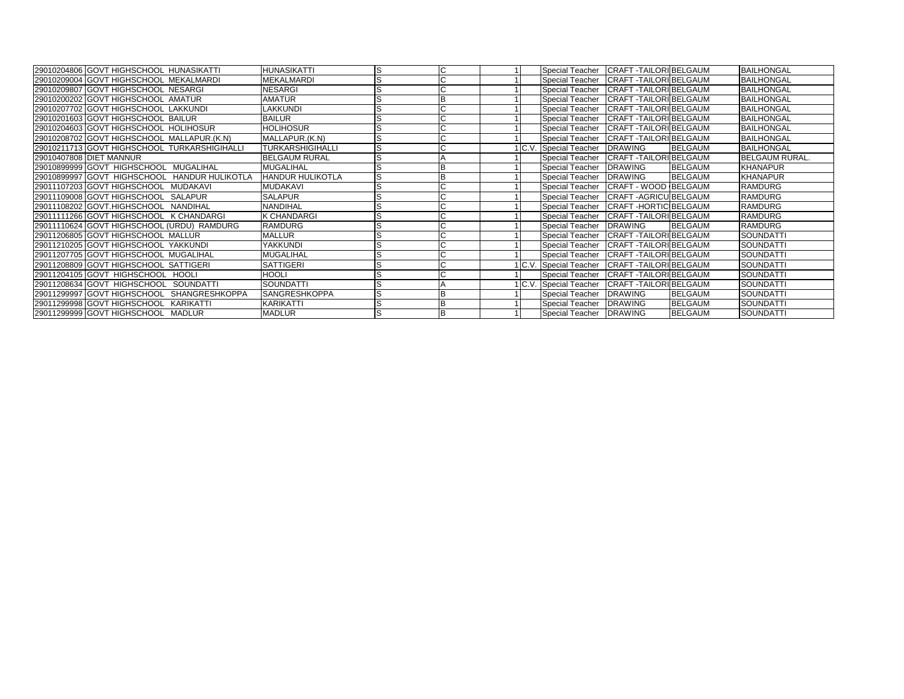| | | | | | | | | | | |
|---|---|---|---|---|---|---|---|---|---|---|
| 29010204806 | GOVT HIGHSCHOOL HUNASIKATTI | HUNASIKATTI | S | C | 1 | | Special Teacher | CRAFT -TAILORI | BELGAUM | BAILHONGAL |
| 29010209004 | GOVT HIGHSCHOOL MEKALMARDI | MEKALMARDI | S | C | 1 | | Special Teacher | CRAFT -TAILORI | BELGAUM | BAILHONGAL |
| 29010209807 | GOVT HIGHSCHOOL NESARGI | NESARGI | S | C | 1 | | Special Teacher | CRAFT -TAILORI | BELGAUM | BAILHONGAL |
| 29010200202 | GOVT HIGHSCHOOL AMATUR | AMATUR | S | B | 1 | | Special Teacher | CRAFT -TAILORI | BELGAUM | BAILHONGAL |
| 29010207702 | GOVT HIGHSCHOOL LAKKUNDI | LAKKUNDI | S | C | 1 | | Special Teacher | CRAFT -TAILORI | BELGAUM | BAILHONGAL |
| 29010201603 | GOVT HIGHSCHOOL BAILUR | BAILUR | S | C | 1 | | Special Teacher | CRAFT -TAILORI | BELGAUM | BAILHONGAL |
| 29010204603 | GOVT HIGHSCHOOL HOLIHOSUR | HOLIHOSUR | S | C | 1 | | Special Teacher | CRAFT -TAILORI | BELGAUM | BAILHONGAL |
| 29010208702 | GOVT HIGHSCHOOL MALLAPUR.(K.N) | MALLAPUR.(K.N) | S | C | 1 | | Special Teacher | CRAFT -TAILORI | BELGAUM | BAILHONGAL |
| 29010211713 | GOVT HIGHSCHOOL TURKARSHIGIHALLI | TURKARSHIGIHALLI | S | C | 1 | C.V. | Special Teacher | DRAWING | BELGAUM | BAILHONGAL |
| 29010407808 | DIET MANNUR | BELGAUM RURAL | S | A | 1 | | Special Teacher | CRAFT -TAILORI | BELGAUM | BELGAUM RURAL. |
| 29010899999 | GOVT HIGHSCHOOL MUGALIHAL | MUGALIHAL | S | B | 1 | | Special Teacher | DRAWING | BELGAUM | KHANAPUR |
| 29010899997 | GOVT HIGHSCHOOL HANDUR HULIKOTLA | HANDUR HULIKOTLA | S | B | 1 | | Special Teacher | DRAWING | BELGAUM | KHANAPUR |
| 29011107203 | GOVT HIGHSCHOOL MUDAKAVI | MUDAKAVI | S | C | 1 | | Special Teacher | CRAFT - WOOD | BELGAUM | RAMDURG |
| 29011109008 | GOVT HIGHSCHOOL SALAPUR | SALAPUR | S | C | 1 | | Special Teacher | CRAFT -AGRICU | BELGAUM | RAMDURG |
| 29011108202 | GOVT.HIGHSCHOOL NANDIHAL | NANDIHAL | S | C | 1 | | Special Teacher | CRAFT -HORTIC | BELGAUM | RAMDURG |
| 29011111266 | GOVT HIGHSCHOOL K CHANDARGI | K CHANDARGI | S | C | 1 | | Special Teacher | CRAFT -TAILORI | BELGAUM | RAMDURG |
| 29011110624 | GOVT HIGHSCHOOL (URDU) RAMDURG | RAMDURG | S | C | 1 | | Special Teacher | DRAWING | BELGAUM | RAMDURG |
| 29011206805 | GOVT HIGHSCHOOL MALLUR | MALLUR | S | C | 1 | | Special Teacher | CRAFT -TAILORI | BELGAUM | SOUNDATTI |
| 29011210205 | GOVT HIGHSCHOOL YAKKUNDI | YAKKUNDI | S | C | 1 | | Special Teacher | CRAFT -TAILORI | BELGAUM | SOUNDATTI |
| 29011207705 | GOVT HIGHSCHOOL MUGALIHAL | MUGALIHAL | S | C | 1 | | Special Teacher | CRAFT -TAILORI | BELGAUM | SOUNDATTI |
| 29011208809 | GOVT HIGHSCHOOL SATTIGERI | SATTIGERI | S | C | 1 | C.V. | Special Teacher | CRAFT -TAILORI | BELGAUM | SOUNDATTI |
| 29011204105 | GOVT HIGHSCHOOL HOOLI | HOOLI | S | C | 1 | | Special Teacher | CRAFT -TAILORI | BELGAUM | SOUNDATTI |
| 29011208634 | GOVT HIGHSCHOOL SOUNDATTI | SOUNDATTI | S | A | 1 | C.V. | Special Teacher | CRAFT -TAILORI | BELGAUM | SOUNDATTI |
| 29011299997 | GOVT HIGHSCHOOL SHANGRESHKOPPA | SANGRESHKOPPA | S | B | 1 | | Special Teacher | DRAWING | BELGAUM | SOUNDATTI |
| 29011299998 | GOVT HIGHSCHOOL KARIKATTI | KARIKATTI | S | B | 1 | | Special Teacher | DRAWING | BELGAUM | SOUNDATTI |
| 29011299999 | GOVT HIGHSCHOOL MADLUR | MADLUR | S | B | 1 | | Special Teacher | DRAWING | BELGAUM | SOUNDATTI |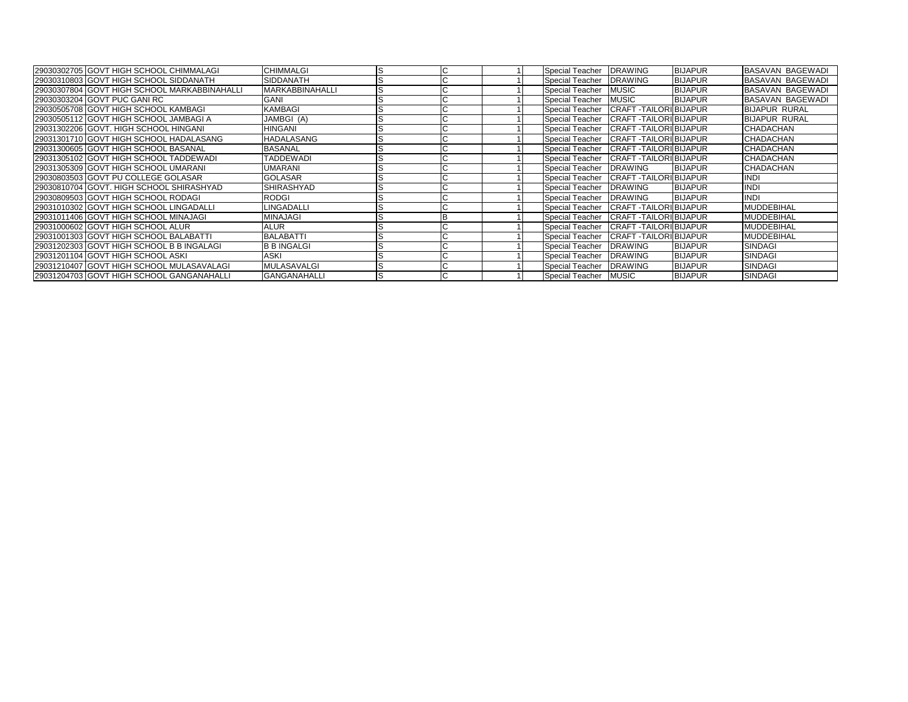| | | | | | | | | | |
|---|---|---|---|---|---|---|---|---|---|
| 29030302705 | GOVT HIGH SCHOOL CHIMMALAGI | CHIMMALGI | S | C | 1 | Special Teacher | DRAWING | BIJAPUR | BASAVAN BAGEWADI |
| 29030310803 | GOVT HIGH SCHOOL SIDDANATH | SIDDANATH | S | C | 1 | Special Teacher | DRAWING | BIJAPUR | BASAVAN BAGEWADI |
| 29030307804 | GOVT HIGH SCHOOL MARKABBINAHALLI | MARKABBINAHALLI | S | C | 1 | Special Teacher | MUSIC | BIJAPUR | BASAVAN BAGEWADI |
| 29030303204 | GOVT PUC GANI RC | GANI | S | C | 1 | Special Teacher | MUSIC | BIJAPUR | BASAVAN BAGEWADI |
| 29030505708 | GOVT HIGH SCHOOL KAMBAGI | KAMBAGI | S | C | 1 | Special Teacher | CRAFT -TAILORI | BIJAPUR | BIJAPUR RURAL |
| 29030505112 | GOVT HIGH SCHOOL JAMBAGI A | JAMBGI (A) | S | C | 1 | Special Teacher | CRAFT -TAILORI | BIJAPUR | BIJAPUR RURAL |
| 29031302206 | GOVT. HIGH SCHOOL HINGANI | HINGANI | S | C | 1 | Special Teacher | CRAFT -TAILORI | BIJAPUR | CHADACHAN |
| 29031301710 | GOVT HIGH SCHOOL HADALASANG | HADALASANG | S | C | 1 | Special Teacher | CRAFT -TAILORI | BIJAPUR | CHADACHAN |
| 29031300605 | GOVT HIGH SCHOOL BASANAL | BASANAL | S | C | 1 | Special Teacher | CRAFT -TAILORI | BIJAPUR | CHADACHAN |
| 29031305102 | GOVT HIGH SCHOOL TADDEWADI | TADDEWADI | S | C | 1 | Special Teacher | CRAFT -TAILORI | BIJAPUR | CHADACHAN |
| 29031305309 | GOVT HIGH SCHOOL UMARANI | UMARANI | S | C | 1 | Special Teacher | DRAWING | BIJAPUR | CHADACHAN |
| 29030803503 | GOVT PU COLLEGE GOLASAR | GOLASAR | S | C | 1 | Special Teacher | CRAFT -TAILORI | BIJAPUR | INDI |
| 29030810704 | GOVT. HIGH SCHOOL SHIRASHYAD | SHIRASHYAD | S | C | 1 | Special Teacher | DRAWING | BIJAPUR | INDI |
| 29030809503 | GOVT HIGH SCHOOL RODAGI | RODGI | S | C | 1 | Special Teacher | DRAWING | BIJAPUR | INDI |
| 29031010302 | GOVT HIGH SCHOOL LINGADALLI | LINGADALLI | S | C | 1 | Special Teacher | CRAFT -TAILORI | BIJAPUR | MUDDEBIHAL |
| 29031011406 | GOVT HIGH SCHOOL MINAJAGI | MINAJAGI | S | B | 1 | Special Teacher | CRAFT -TAILORI | BIJAPUR | MUDDEBIHAL |
| 29031000602 | GOVT HIGH SCHOOL ALUR | ALUR | S | C | 1 | Special Teacher | CRAFT -TAILORI | BIJAPUR | MUDDEBIHAL |
| 29031001303 | GOVT HIGH SCHOOL BALABATTI | BALABATTI | S | C | 1 | Special Teacher | CRAFT -TAILORI | BIJAPUR | MUDDEBIHAL |
| 29031202303 | GOVT HIGH SCHOOL B B INGALAGI | B B INGALGI | S | C | 1 | Special Teacher | DRAWING | BIJAPUR | SINDAGI |
| 29031201104 | GOVT HIGH SCHOOL ASKI | ASKI | S | C | 1 | Special Teacher | DRAWING | BIJAPUR | SINDAGI |
| 29031210407 | GOVT HIGH SCHOOL MULASAVALAGI | MULASAVALGI | S | C | 1 | Special Teacher | DRAWING | BIJAPUR | SINDAGI |
| 29031204703 | GOVT HIGH SCHOOL GANGANAHALLI | GANGANAHALLI | S | C | 1 | Special Teacher | MUSIC | BIJAPUR | SINDAGI |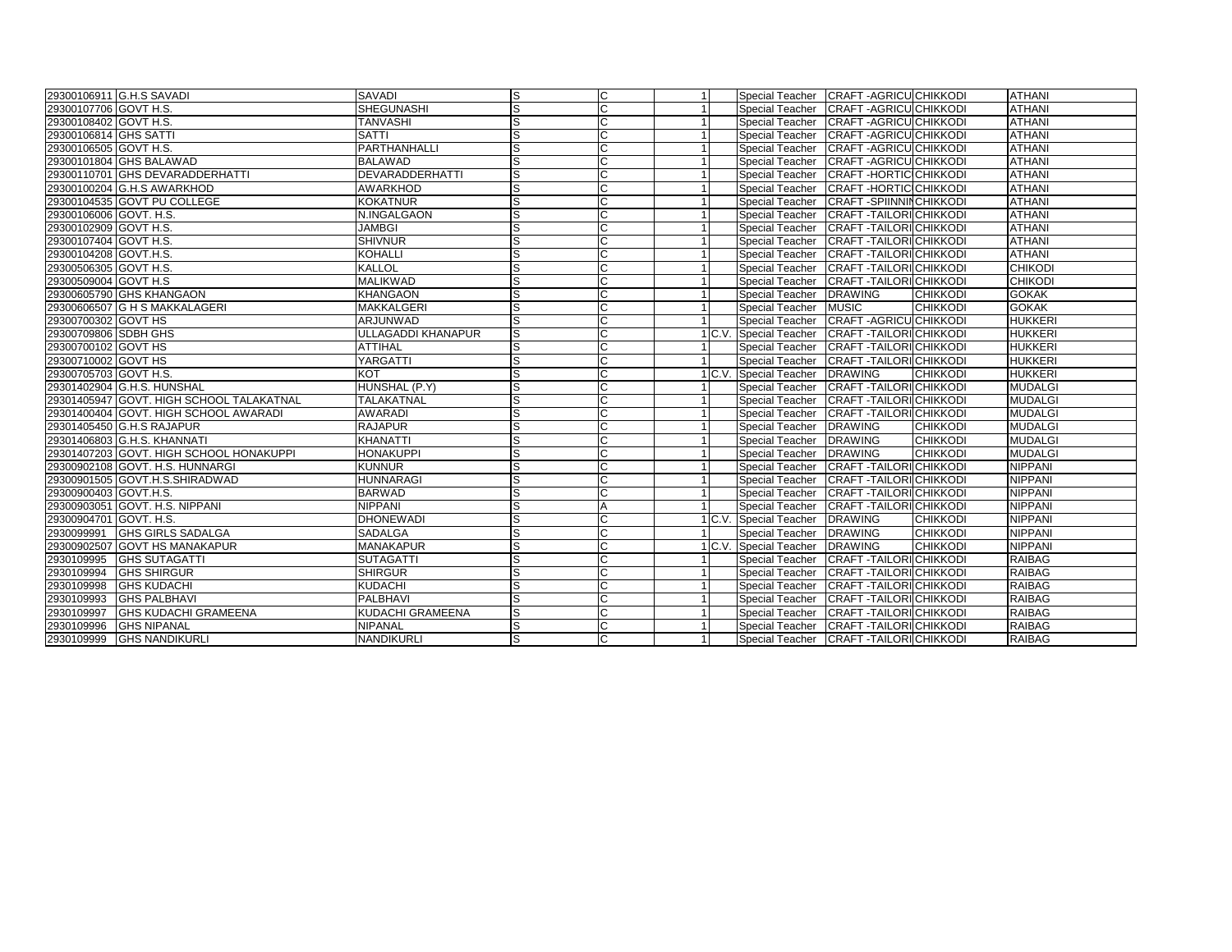| | | | | | | | | | | |
|---|---|---|---|---|---|---|---|---|---|---|
| 29300106911 | G.H.S SAVADI | SAVADI | S | C | 1 | | Special Teacher | CRAFT -AGRICU | CHIKKODI | ATHANI |
| 29300107706 | GOVT H.S. | SHEGUNASHI | S | C | 1 | | Special Teacher | CRAFT -AGRICU | CHIKKODI | ATHANI |
| 29300108402 | GOVT H.S. | TANVASHI | S | C | 1 | | Special Teacher | CRAFT -AGRICU | CHIKKODI | ATHANI |
| 29300106814 | GHS SATTI | SATTI | S | C | 1 | | Special Teacher | CRAFT -AGRICU | CHIKKODI | ATHANI |
| 29300106505 | GOVT H.S. | PARTHANHALLI | S | C | 1 | | Special Teacher | CRAFT -AGRICU | CHIKKODI | ATHANI |
| 29300101804 | GHS BALAWAD | BALAWAD | S | C | 1 | | Special Teacher | CRAFT -AGRICU | CHIKKODI | ATHANI |
| 29300110701 | GHS DEVARADDERHATTI | DEVARADDERHATTI | S | C | 1 | | Special Teacher | CRAFT -HORTIC | CHIKKODI | ATHANI |
| 29300100204 | G.H.S AWARKHOD | AWARKHOD | S | C | 1 | | Special Teacher | CRAFT -HORTIC | CHIKKODI | ATHANI |
| 29300104535 | GOVT PU COLLEGE | KOKATNUR | S | C | 1 | | Special Teacher | CRAFT -SPIINNIN | CHIKKODI | ATHANI |
| 29300106006 | GOVT. H.S. | N.INGALGAON | S | C | 1 | | Special Teacher | CRAFT -TAILORI | CHIKKODI | ATHANI |
| 29300102909 | GOVT H.S. | JAMBGI | S | C | 1 | | Special Teacher | CRAFT -TAILORI | CHIKKODI | ATHANI |
| 29300107404 | GOVT H.S. | SHIVNUR | S | C | 1 | | Special Teacher | CRAFT -TAILORI | CHIKKODI | ATHANI |
| 29300104208 | GOVT.H.S. | KOHALLI | S | C | 1 | | Special Teacher | CRAFT -TAILORI | CHIKKODI | ATHANI |
| 29300506305 | GOVT H.S. | KALLOL | S | C | 1 | | Special Teacher | CRAFT -TAILORI | CHIKKODI | CHIKODI |
| 29300509004 | GOVT H.S | MALIKWAD | S | C | 1 | | Special Teacher | CRAFT -TAILORI | CHIKKODI | CHIKODI |
| 29300605790 | GHS KHANGAON | KHANGAON | S | C | 1 | | Special Teacher | DRAWING | CHIKKODI | GOKAK |
| 29300606507 | G H S MAKKALAGERI | MAKKALGERI | S | C | 1 | | Special Teacher | MUSIC | CHIKKODI | GOKAK |
| 29300700302 | GOVT HS | ARJUNWAD | S | C | 1 | | Special Teacher | CRAFT -AGRICU | CHIKKODI | HUKKERI |
| 29300709806 | SDBH GHS | ULLAGADDI KHANAPUR | S | C | 1 | C.V. | Special Teacher | CRAFT -TAILORI | CHIKKODI | HUKKERI |
| 29300700102 | GOVT HS | ATTIHAL | S | C | 1 | | Special Teacher | CRAFT -TAILORI | CHIKKODI | HUKKERI |
| 29300710002 | GOVT HS | YARGATTI | S | C | 1 | | Special Teacher | CRAFT -TAILORI | CHIKKODI | HUKKERI |
| 29300705703 | GOVT H.S. | KOT | S | C | 1 | C.V. | Special Teacher | DRAWING | CHIKKODI | HUKKERI |
| 29301402904 | G.H.S. HUNSHAL | HUNSHAL (P.Y) | S | C | 1 | | Special Teacher | CRAFT -TAILORI | CHIKKODI | MUDALGI |
| 29301405947 | GOVT. HIGH SCHOOL TALAKATNAL | TALAKATNAL | S | C | 1 | | Special Teacher | CRAFT -TAILORI | CHIKKODI | MUDALGI |
| 29301400404 | GOVT. HIGH SCHOOL AWARADI | AWARADI | S | C | 1 | | Special Teacher | CRAFT -TAILORI | CHIKKODI | MUDALGI |
| 29301405450 | G.H.S RAJAPUR | RAJAPUR | S | C | 1 | | Special Teacher | DRAWING | CHIKKODI | MUDALGI |
| 29301406803 | G.H.S. KHANNATI | KHANATTI | S | C | 1 | | Special Teacher | DRAWING | CHIKKODI | MUDALGI |
| 29301407203 | GOVT. HIGH SCHOOL HONAKUPPI | HONAKUPPI | S | C | 1 | | Special Teacher | DRAWING | CHIKKODI | MUDALGI |
| 29300902108 | GOVT. H.S. HUNNARGI | KUNNUR | S | C | 1 | | Special Teacher | CRAFT -TAILORI | CHIKKODI | NIPPANI |
| 29300901505 | GOVT.H.S.SHIRADWAD | HUNNARAGI | S | C | 1 | | Special Teacher | CRAFT -TAILORI | CHIKKODI | NIPPANI |
| 29300900403 | GOVT.H.S. | BARWAD | S | C | 1 | | Special Teacher | CRAFT -TAILORI | CHIKKODI | NIPPANI |
| 29300903051 | GOVT. H.S. NIPPANI | NIPPANI | S | A | 1 | | Special Teacher | CRAFT -TAILORI | CHIKKODI | NIPPANI |
| 29300904701 | GOVT. H.S. | DHONEWADI | S | C | 1 | C.V. | Special Teacher | DRAWING | CHIKKODI | NIPPANI |
| 2930099991 | GHS GIRLS SADALGA | SADALGA | S | C | 1 | | Special Teacher | DRAWING | CHIKKODI | NIPPANI |
| 29300902507 | GOVT HS MANAKAPUR | MANAKAPUR | S | C | 1 | C.V. | Special Teacher | DRAWING | CHIKKODI | NIPPANI |
| 2930109995 | GHS SUTAGATTI | SUTAGATTI | S | C | 1 | | Special Teacher | CRAFT -TAILORI | CHIKKODI | RAIBAG |
| 2930109994 | GHS SHIRGUR | SHIRGUR | S | C | 1 | | Special Teacher | CRAFT -TAILORI | CHIKKODI | RAIBAG |
| 2930109998 | GHS KUDACHI | KUDACHI | S | C | 1 | | Special Teacher | CRAFT -TAILORI | CHIKKODI | RAIBAG |
| 2930109993 | GHS PALBHAVI | PALBHAVI | S | C | 1 | | Special Teacher | CRAFT -TAILORI | CHIKKODI | RAIBAG |
| 2930109997 | GHS KUDACHI GRAMEENA | KUDACHI GRAMEENA | S | C | 1 | | Special Teacher | CRAFT -TAILORI | CHIKKODI | RAIBAG |
| 2930109996 | GHS NIPANAL | NIPANAL | S | C | 1 | | Special Teacher | CRAFT -TAILORI | CHIKKODI | RAIBAG |
| 2930109999 | GHS NANDIKURLI | NANDIKURLI | S | C | 1 | | Special Teacher | CRAFT -TAILORI | CHIKKODI | RAIBAG |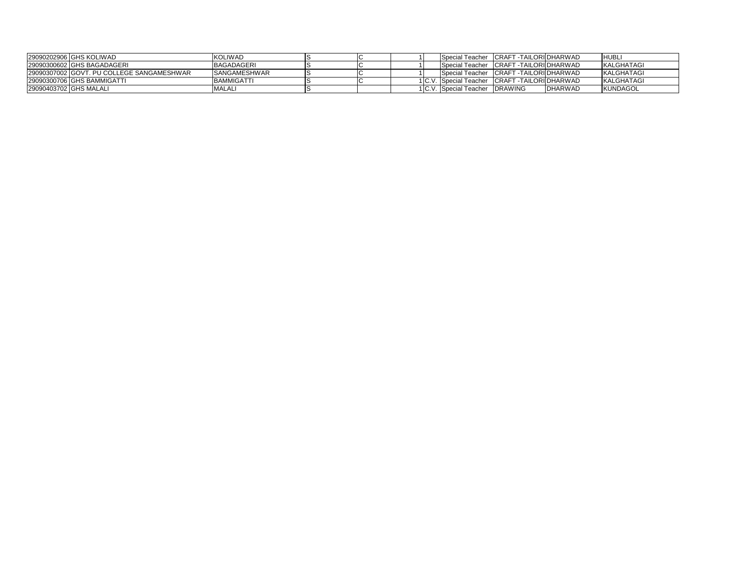| | | | | | | | | | | | |
|---|---|---|---|---|---|---|---|---|---|---|---|
| 29090202906 | GHS KOLIWAD | KOLIWAD | S | C | | 1 | | Special Teacher | CRAFT -TAILORI | DHARWAD | HUBLI |
| 29090300602 | GHS BAGADAGERI | BAGADAGERI | S | C | | 1 | | Special Teacher | CRAFT -TAILORI | DHARWAD | KALGHATAGI |
| 29090307002 | GOVT. PU COLLEGE SANGAMESHWAR | SANGAMESHWAR | S | C | | 1 | | Special Teacher | CRAFT -TAILORI | DHARWAD | KALGHATAGI |
| 29090300706 | GHS BAMMIGATTI | BAMMIGATTI | S | C | | 1 | C.V. | Special Teacher | CRAFT -TAILORI | DHARWAD | KALGHATAGI |
| 29090403702 | GHS MALALI | MALALI | S | | | 1 | C.V. | Special Teacher | DRAWING | DHARWAD | KUNDAGOL |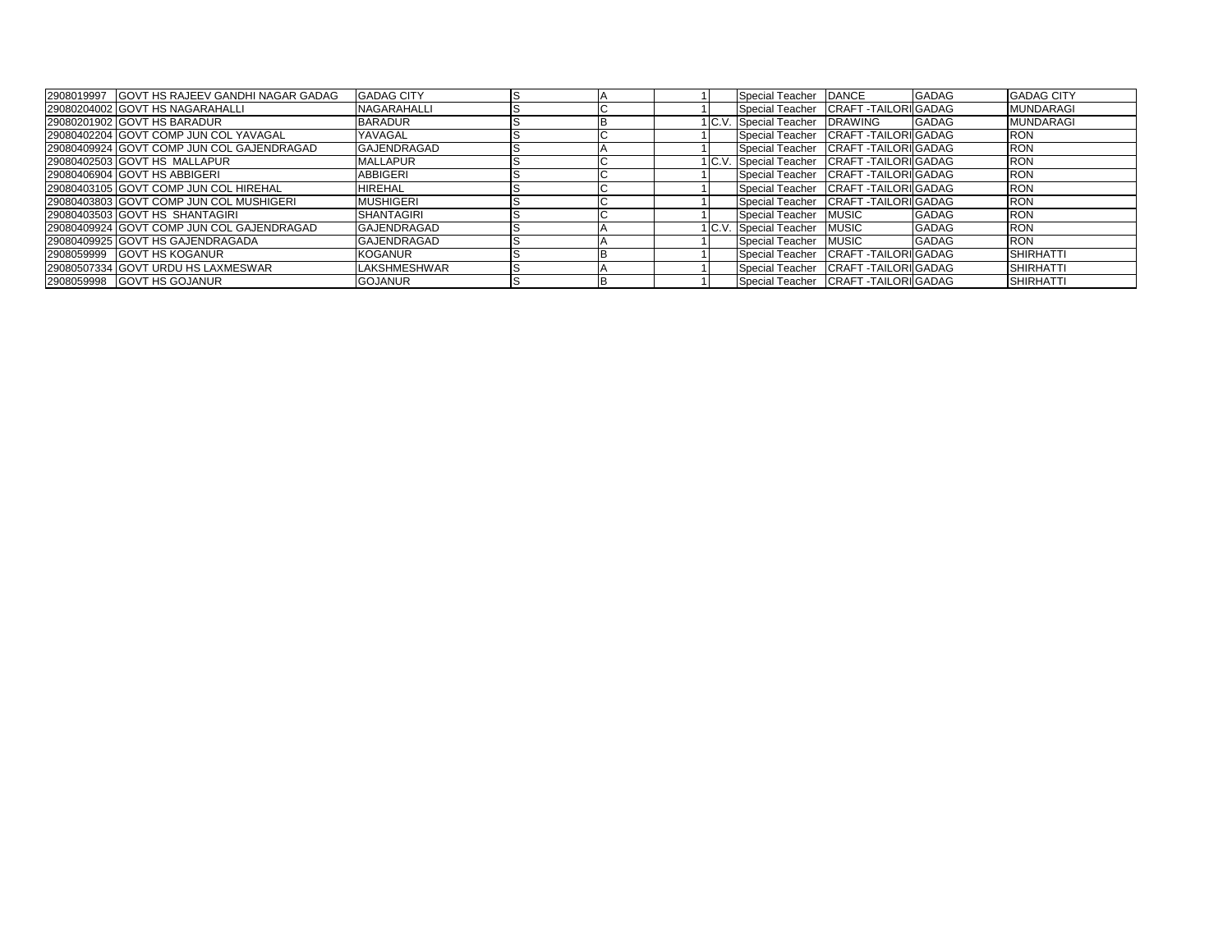| | | | | | | | | | | |
|---|---|---|---|---|---|---|---|---|---|---|
| 2908019997 | GOVT HS RAJEEV GANDHI NAGAR GADAG | GADAG CITY | S | A | 1 | | Special Teacher | DANCE | GADAG | GADAG CITY |
| 29080204002 | GOVT HS NAGARAHALLI | NAGARAHALLI | S | C | 1 | | Special Teacher | CRAFT -TAILORI | GADAG | MUNDARAGI |
| 29080201902 | GOVT HS BARADUR | BARADUR | S | B | 1 | C.V. | Special Teacher | DRAWING | GADAG | MUNDARAGI |
| 29080402204 | GOVT COMP JUN COL YAVAGAL | YAVAGAL | S | C | 1 | | Special Teacher | CRAFT -TAILORI | GADAG | RON |
| 29080409924 | GOVT COMP JUN COL GAJENDRAGAD | GAJENDRAGAD | S | A | 1 | | Special Teacher | CRAFT -TAILORI | GADAG | RON |
| 29080402503 | GOVT HS MALLAPUR | MALLAPUR | S | C | 1 | C.V. | Special Teacher | CRAFT -TAILORI | GADAG | RON |
| 29080406904 | GOVT HS ABBIGERI | ABBIGERI | S | C | 1 | | Special Teacher | CRAFT -TAILORI | GADAG | RON |
| 29080403105 | GOVT COMP JUN COL HIREHAL | HIREHAL | S | C | 1 | | Special Teacher | CRAFT -TAILORI | GADAG | RON |
| 29080403803 | GOVT COMP JUN COL MUSHIGERI | MUSHIGERI | S | C | 1 | | Special Teacher | CRAFT -TAILORI | GADAG | RON |
| 29080403503 | GOVT HS SHANTAGIRI | SHANTAGIRI | S | C | 1 | | Special Teacher | MUSIC | GADAG | RON |
| 29080409924 | GOVT COMP JUN COL GAJENDRAGAD | GAJENDRAGAD | S | A | 1 | C.V. | Special Teacher | MUSIC | GADAG | RON |
| 29080409925 | GOVT HS GAJENDRAGADA | GAJENDRAGAD | S | A | 1 | | Special Teacher | MUSIC | GADAG | RON |
| 2908059999 | GOVT HS KOGANUR | KOGANUR | S | B | 1 | | Special Teacher | CRAFT -TAILORI | GADAG | SHIRHATTI |
| 29080507334 | GOVT URDU HS LAXMESWAR | LAKSHMESHWAR | S | A | 1 | | Special Teacher | CRAFT -TAILORI | GADAG | SHIRHATTI |
| 2908059998 | GOVT HS GOJANUR | GOJANUR | S | B | 1 | | Special Teacher | CRAFT -TAILORI | GADAG | SHIRHATTI |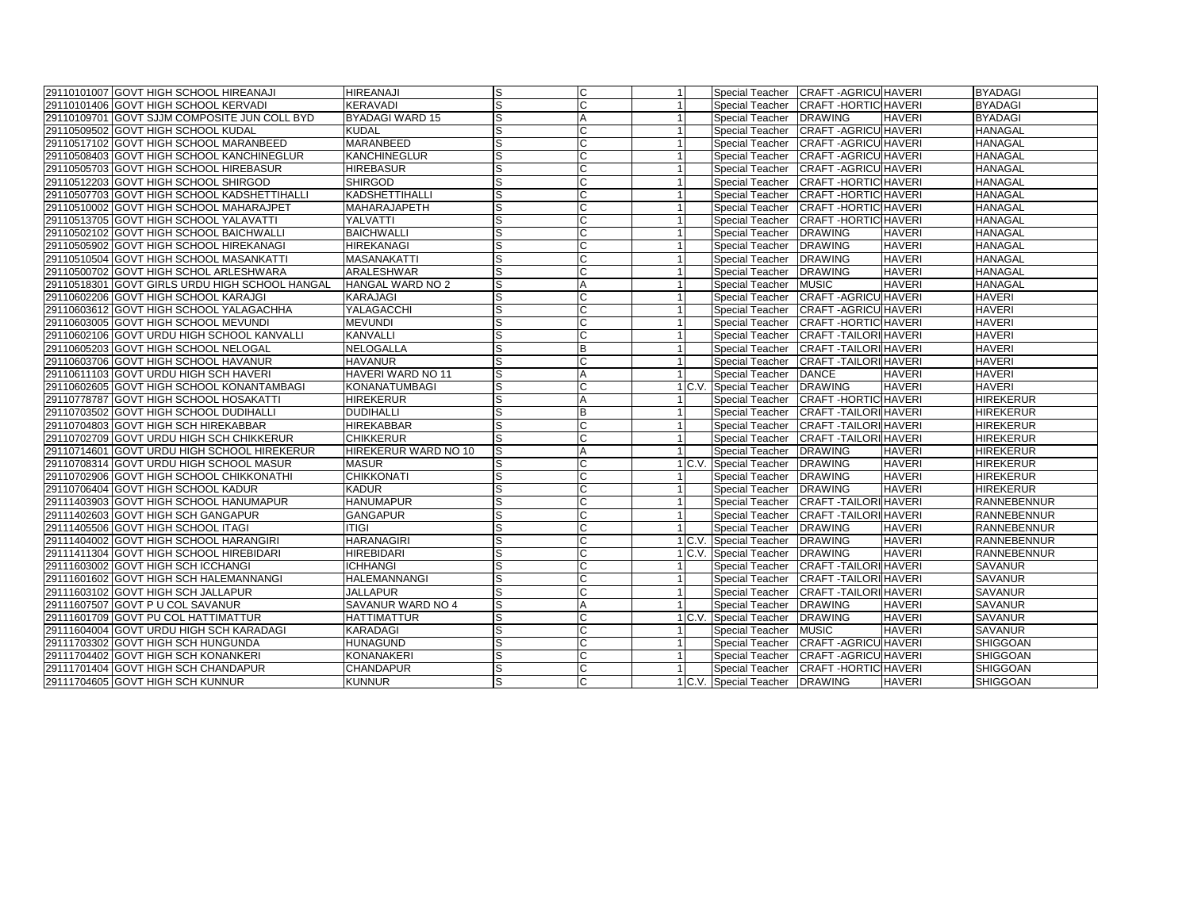| | | | | | | | | | | |
|---|---|---|---|---|---|---|---|---|---|---|
| 29110101007 | GOVT HIGH SCHOOL HIREANAJI | HIREANAJI | S | C | 1 | | Special Teacher | CRAFT -AGRICU | HAVERI | BYADAGI |
| 29110101406 | GOVT HIGH SCHOOL KERVADI | KERAVADI | S | C | 1 | | Special Teacher | CRAFT -HORTIC | HAVERI | BYADAGI |
| 29110109701 | GOVT SJJM COMPOSITE JUN COLL BYD | BYADAGI WARD 15 | S | A | 1 | | Special Teacher | DRAWING | HAVERI | BYADAGI |
| 29110509502 | GOVT HIGH SCHOOL KUDAL | KUDAL | S | C | 1 | | Special Teacher | CRAFT -AGRICU | HAVERI | HANAGAL |
| 29110517102 | GOVT HIGH SCHOOL MARANBEED | MARANBEED | S | C | 1 | | Special Teacher | CRAFT -AGRICU | HAVERI | HANAGAL |
| 29110508403 | GOVT HIGH SCHOOL KANCHINEGLUR | KANCHINEGLUR | S | C | 1 | | Special Teacher | CRAFT -AGRICU | HAVERI | HANAGAL |
| 29110505703 | GOVT HIGH SCHOOL HIREBASUR | HIREBASUR | S | C | 1 | | Special Teacher | CRAFT -AGRICU | HAVERI | HANAGAL |
| 29110512203 | GOVT HIGH SCHOOL SHIRGOD | SHIRGOD | S | C | 1 | | Special Teacher | CRAFT -HORTIC | HAVERI | HANAGAL |
| 29110507703 | GOVT HIGH SCHOOL KADSHETTIHALLI | KADSHETTIHALLI | S | C | 1 | | Special Teacher | CRAFT -HORTIC | HAVERI | HANAGAL |
| 29110510002 | GOVT HIGH SCHOOL MAHARAJPET | MAHARAJAPETH | S | C | 1 | | Special Teacher | CRAFT -HORTIC | HAVERI | HANAGAL |
| 29110513705 | GOVT HIGH SCHOOL YALAVATTI | YALVATTI | S | C | 1 | | Special Teacher | CRAFT -HORTIC | HAVERI | HANAGAL |
| 29110502102 | GOVT HIGH SCHOOL BAICHWALLI | BAICHWALLI | S | C | 1 | | Special Teacher | DRAWING | HAVERI | HANAGAL |
| 29110505902 | GOVT HIGH SCHOOL HIREKANAGI | HIREKANAGI | S | C | 1 | | Special Teacher | DRAWING | HAVERI | HANAGAL |
| 29110510504 | GOVT HIGH SCHOOL MASANKATTI | MASANAKATTI | S | C | 1 | | Special Teacher | DRAWING | HAVERI | HANAGAL |
| 29110500702 | GOVT HIGH SCHOL ARLESHWARA | ARALESHWAR | S | C | 1 | | Special Teacher | DRAWING | HAVERI | HANAGAL |
| 29110518301 | GOVT GIRLS URDU HIGH SCHOOL HANGAL | HANGAL WARD NO 2 | S | A | 1 | | Special Teacher | MUSIC | HAVERI | HANAGAL |
| 29110602206 | GOVT HIGH SCHOOL KARAJGI | KARAJAGI | S | C | 1 | | Special Teacher | CRAFT -AGRICU | HAVERI | HAVERI |
| 29110603612 | GOVT HIGH SCHOOL YALAGACHHA | YALAGACCHI | S | C | 1 | | Special Teacher | CRAFT -AGRICU | HAVERI | HAVERI |
| 29110603005 | GOVT HIGH SCHOOL MEVUNDI | MEVUNDI | S | C | 1 | | Special Teacher | CRAFT -HORTIC | HAVERI | HAVERI |
| 29110602106 | GOVT URDU HIGH SCHOOL KANVALLI | KANVALLI | S | C | 1 | | Special Teacher | CRAFT -TAILORI | HAVERI | HAVERI |
| 29110605203 | GOVT HIGH SCHOOL NELOGAL | NELOGALLA | S | B | 1 | | Special Teacher | CRAFT -TAILORI | HAVERI | HAVERI |
| 29110603706 | GOVT HIGH SCHOOL HAVANUR | HAVANUR | S | C | 1 | | Special Teacher | CRAFT -TAILORI | HAVERI | HAVERI |
| 29110611103 | GOVT URDU HIGH SCH HAVERI | HAVERI WARD NO 11 | S | A | 1 | | Special Teacher | DANCE | HAVERI | HAVERI |
| 29110602605 | GOVT HIGH SCHOOL KONANTAMBAGI | KONANATUMBAGI | S | C | 1 | C.V. | Special Teacher | DRAWING | HAVERI | HAVERI |
| 29110778787 | GOVT HIGH SCHOOL HOSAKATTI | HIREKERUR | S | A | 1 | | Special Teacher | CRAFT -HORTIC | HAVERI | HIREKERUR |
| 29110703502 | GOVT HIGH SCHOOL DUDIHALLI | DUDIHALLI | S | B | 1 | | Special Teacher | CRAFT -TAILORI | HAVERI | HIREKERUR |
| 29110704803 | GOVT HIGH SCH HIREKABBAR | HIREKABBAR | S | C | 1 | | Special Teacher | CRAFT -TAILORI | HAVERI | HIREKERUR |
| 29110702709 | GOVT URDU HIGH SCH CHIKKERUR | CHIKKERUR | S | C | 1 | | Special Teacher | CRAFT -TAILORI | HAVERI | HIREKERUR |
| 29110714601 | GOVT URDU HIGH SCHOOL HIREKERUR | HIREKERUR WARD NO 10 | S | A | 1 | | Special Teacher | DRAWING | HAVERI | HIREKERUR |
| 29110708314 | GOVT URDU HIGH SCHOOL MASUR | MASUR | S | C | 1 | C.V. | Special Teacher | DRAWING | HAVERI | HIREKERUR |
| 29110702906 | GOVT HIGH SCHOOL CHIKKONATHI | CHIKKONATI | S | C | 1 | | Special Teacher | DRAWING | HAVERI | HIREKERUR |
| 29110706404 | GOVT HIGH SCHOOL KADUR | KADUR | S | C | 1 | | Special Teacher | DRAWING | HAVERI | HIREKERUR |
| 29111403903 | GOVT HIGH SCHOOL HANUMAPUR | HANUMAPUR | S | C | 1 | | Special Teacher | CRAFT -TAILORI | HAVERI | RANNEBENNUR |
| 29111402603 | GOVT HIGH SCH GANGAPUR | GANGAPUR | S | C | 1 | | Special Teacher | CRAFT -TAILORI | HAVERI | RANNEBENNUR |
| 29111405506 | GOVT HIGH SCHOOL ITAGI | ITIGI | S | C | 1 | | Special Teacher | DRAWING | HAVERI | RANNEBENNUR |
| 29111404002 | GOVT HIGH SCHOOL HARANGIRI | HARANAGIRI | S | C | 1 | C.V. | Special Teacher | DRAWING | HAVERI | RANNEBENNUR |
| 29111411304 | GOVT HIGH SCHOOL HIREBIDARI | HIREBIDARI | S | C | 1 | C.V. | Special Teacher | DRAWING | HAVERI | RANNEBENNUR |
| 29111603002 | GOVT HIGH SCH ICCHANGI | ICHHANGI | S | C | 1 | | Special Teacher | CRAFT -TAILORI | HAVERI | SAVANUR |
| 29111601602 | GOVT HIGH SCH HALEMANNANGI | HALEMANNANGI | S | C | 1 | | Special Teacher | CRAFT -TAILORI | HAVERI | SAVANUR |
| 29111603102 | GOVT HIGH SCH JALLAPUR | JALLAPUR | S | C | 1 | | Special Teacher | CRAFT -TAILORI | HAVERI | SAVANUR |
| 29111607507 | GOVT P U COL SAVANUR | SAVANUR WARD NO 4 | S | A | 1 | | Special Teacher | DRAWING | HAVERI | SAVANUR |
| 29111601709 | GOVT PU COL HATTIMATTUR | HATTIMATTUR | S | C | 1 | C.V. | Special Teacher | DRAWING | HAVERI | SAVANUR |
| 29111604004 | GOVT URDU HIGH SCH KARADAGI | KARADAGI | S | C | 1 | | Special Teacher | MUSIC | HAVERI | SAVANUR |
| 29111703302 | GOVT HIGH SCH HUNGUNDA | HUNAGUND | S | C | 1 | | Special Teacher | CRAFT -AGRICU | HAVERI | SHIGGOAN |
| 29111704402 | GOVT HIGH SCH KONANKERI | KONANAKERI | S | C | 1 | | Special Teacher | CRAFT -AGRICU | HAVERI | SHIGGOAN |
| 29111701404 | GOVT HIGH SCH CHANDAPUR | CHANDAPUR | S | C | 1 | | Special Teacher | CRAFT -HORTIC | HAVERI | SHIGGOAN |
| 29111704605 | GOVT HIGH SCH KUNNUR | KUNNUR | S | C | 1 | C.V. | Special Teacher | DRAWING | HAVERI | SHIGGOAN |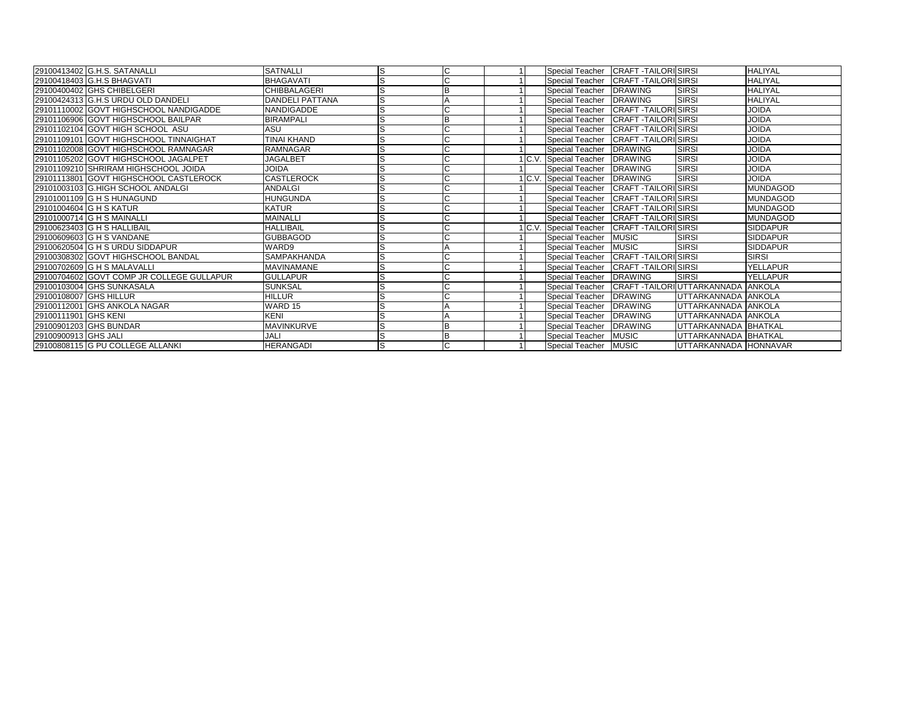| | | | | | | | | | | |
|---|---|---|---|---|---|---|---|---|---|---|
| 29100413402 | G.H.S. SATANALLI | SATNALLI | S | C | 1 | | Special Teacher | CRAFT -TAILORI | SIRSI | HALIYAL |
| 29100418403 | G.H.S BHAGVATI | BHAGAVATI | S | C | 1 | | Special Teacher | CRAFT -TAILORI | SIRSI | HALIYAL |
| 29100400402 | GHS CHIBELGERI | CHIBBALAGERI | S | B | 1 | | Special Teacher | DRAWING | SIRSI | HALIYAL |
| 29100424313 | G.H.S URDU OLD DANDELI | DANDELI PATTANA | S | A | 1 | | Special Teacher | DRAWING | SIRSI | HALIYAL |
| 29101110002 | GOVT HIGHSCHOOL NANDIGADDE | NANDIGADDE | S | C | 1 | | Special Teacher | CRAFT -TAILORI | SIRSI | JOIDA |
| 29101106906 | GOVT HIGHSCHOOL BAILPAR | BIRAMPALI | S | B | 1 | | Special Teacher | CRAFT -TAILORI | SIRSI | JOIDA |
| 29101102104 | GOVT HIGH SCHOOL ASU | ASU | S | C | 1 | | Special Teacher | CRAFT -TAILORI | SIRSI | JOIDA |
| 29101109101 | GOVT HIGHSCHOOL TINNAIGHAT | TINAI KHAND | S | C | 1 | | Special Teacher | CRAFT -TAILORI | SIRSI | JOIDA |
| 29101102008 | GOVT HIGHSCHOOL RAMNAGAR | RAMNAGAR | S | C | 1 | | Special Teacher | DRAWING | SIRSI | JOIDA |
| 29101105202 | GOVT HIGHSCHOOL JAGALPET | JAGALBET | S | C | 1 | C.V. | Special Teacher | DRAWING | SIRSI | JOIDA |
| 29101109210 | SHRIRAM HIGHSCHOOL JOIDA | JOIDA | S | C | 1 | | Special Teacher | DRAWING | SIRSI | JOIDA |
| 29101113801 | GOVT HIGHSCHOOL CASTLEROCK | CASTLEROCK | S | C | 1 | C.V. | Special Teacher | DRAWING | SIRSI | JOIDA |
| 29101003103 | G.HIGH SCHOOL ANDALGI | ANDALGI | S | C | 1 | | Special Teacher | CRAFT -TAILORI | SIRSI | MUNDAGOD |
| 29101001109 | G H S HUNAGUND | HUNGUNDA | S | C | 1 | | Special Teacher | CRAFT -TAILORI | SIRSI | MUNDAGOD |
| 29101004604 | G H S KATUR | KATUR | S | C | 1 | | Special Teacher | CRAFT -TAILORI | SIRSI | MUNDAGOD |
| 29101000714 | G H S MAINALLI | MAINALLI | S | C | 1 | | Special Teacher | CRAFT -TAILORI | SIRSI | MUNDAGOD |
| 29100623403 | G H S HALLIBAIL | HALLIBAIL | S | C | 1 | C.V. | Special Teacher | CRAFT -TAILORI | SIRSI | SIDDAPUR |
| 29100609603 | G H S VANDANE | GUBBAGOD | S | C | 1 | | Special Teacher | MUSIC | SIRSI | SIDDAPUR |
| 29100620504 | G H S URDU SIDDAPUR | WARD9 | S | A | 1 | | Special Teacher | MUSIC | SIRSI | SIDDAPUR |
| 29100308302 | GOVT HIGHSCHOOL BANDAL | SAMPAKHANDA | S | C | 1 | | Special Teacher | CRAFT -TAILORI | SIRSI | SIRSI |
| 29100702609 | G H S MALAVALLI | MAVINAMANE | S | C | 1 | | Special Teacher | CRAFT -TAILORI | SIRSI | YELLAPUR |
| 29100704602 | GOVT COMP JR COLLEGE GULLAPUR | GULLAPUR | S | C | 1 | | Special Teacher | DRAWING | SIRSI | YELLAPUR |
| 29100103004 | GHS SUNKASALA | SUNKSAL | S | C | 1 | | Special Teacher | CRAFT -TAILORI | UTTARKANNADA | ANKOLA |
| 29100108007 | GHS HILLUR | HILLUR | S | C | 1 | | Special Teacher | DRAWING | UTTARKANNADA | ANKOLA |
| 29100112001 | GHS ANKOLA NAGAR | WARD 15 | S | A | 1 | | Special Teacher | DRAWING | UTTARKANNADA | ANKOLA |
| 29100111901 | GHS KENI | KENI | S | A | 1 | | Special Teacher | DRAWING | UTTARKANNADA | ANKOLA |
| 29100901203 | GHS BUNDAR | MAVINKURVE | S | B | 1 | | Special Teacher | DRAWING | UTTARKANNADA | BHATKAL |
| 29100900913 | GHS JALI | JALI | S | B | 1 | | Special Teacher | MUSIC | UTTARKANNADA | BHATKAL |
| 29100808115 | G PU COLLEGE ALLANKI | HERANGADI | S | C | 1 | | Special Teacher | MUSIC | UTTARKANNADA | HONNAVAR |